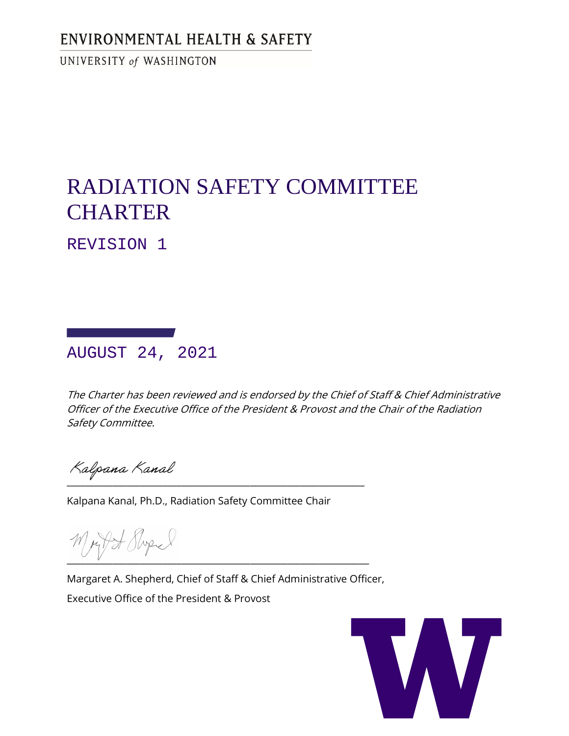ENVIRONMENTAL HEALTH & SAFETY

UNIVERSITY of WASHINGTON

# RADIATION SAFETY COMMITTEE CHARTER

## REVISION 1

AUGUST 24, 2021

*The Charter has been reviewed and is endorsed by the Chief of Staff & Chief Administrative Officer of the Executive Office of the President & Provost and the Chair of the Radiation Safety Committee.*

Kalpana Kanal
___________________________________________________________

Kalpana Kanal, Ph.D., Radiation Safety Committee Chair

___________________________________________________________

Margaret A. Shepherd, Chief of Staff & Chief Administrative Officer,

Executive Office of the President & Provost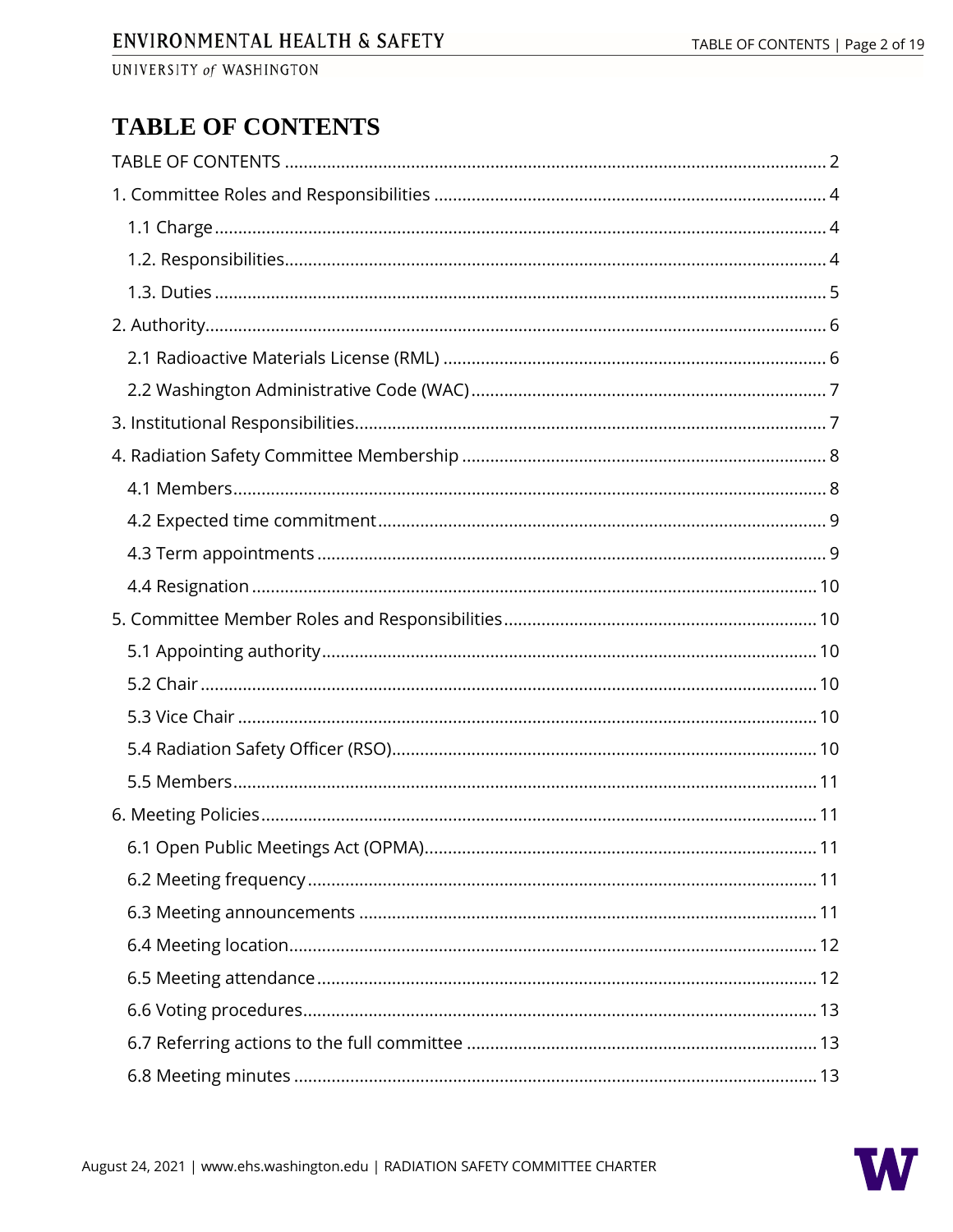# TABLE OF CONTENTS

TABLE OF CONTENTS .......... 2

1. Committee Roles and Responsibilities .......... 4
   - 1.1 Charge .......... 4
   - 1.2. Responsibilities .......... 4
   - 1.3. Duties .......... 5
2. Authority .......... 6
   - 2.1 Radioactive Materials License (RML) .......... 6
   - 2.2 Washington Administrative Code (WAC) .......... 7
3. Institutional Responsibilities .......... 7
4. Radiation Safety Committee Membership .......... 8
   - 4.1 Members .......... 8
   - 4.2 Expected time commitment .......... 9
   - 4.3 Term appointments .......... 9
   - 4.4 Resignation .......... 10
5. Committee Member Roles and Responsibilities .......... 10
   - 5.1 Appointing authority .......... 10
   - 5.2 Chair .......... 10
   - 5.3 Vice Chair .......... 10
   - 5.4 Radiation Safety Officer (RSO) .......... 10
   - 5.5 Members .......... 11
6. Meeting Policies .......... 11
   - 6.1 Open Public Meetings Act (OPMA) .......... 11
   - 6.2 Meeting frequency .......... 11
   - 6.3 Meeting announcements .......... 11
   - 6.4 Meeting location .......... 12
   - 6.5 Meeting attendance .......... 12
   - 6.6 Voting procedures .......... 13
   - 6.7 Referring actions to the full committee .......... 13
   - 6.8 Meeting minutes .......... 13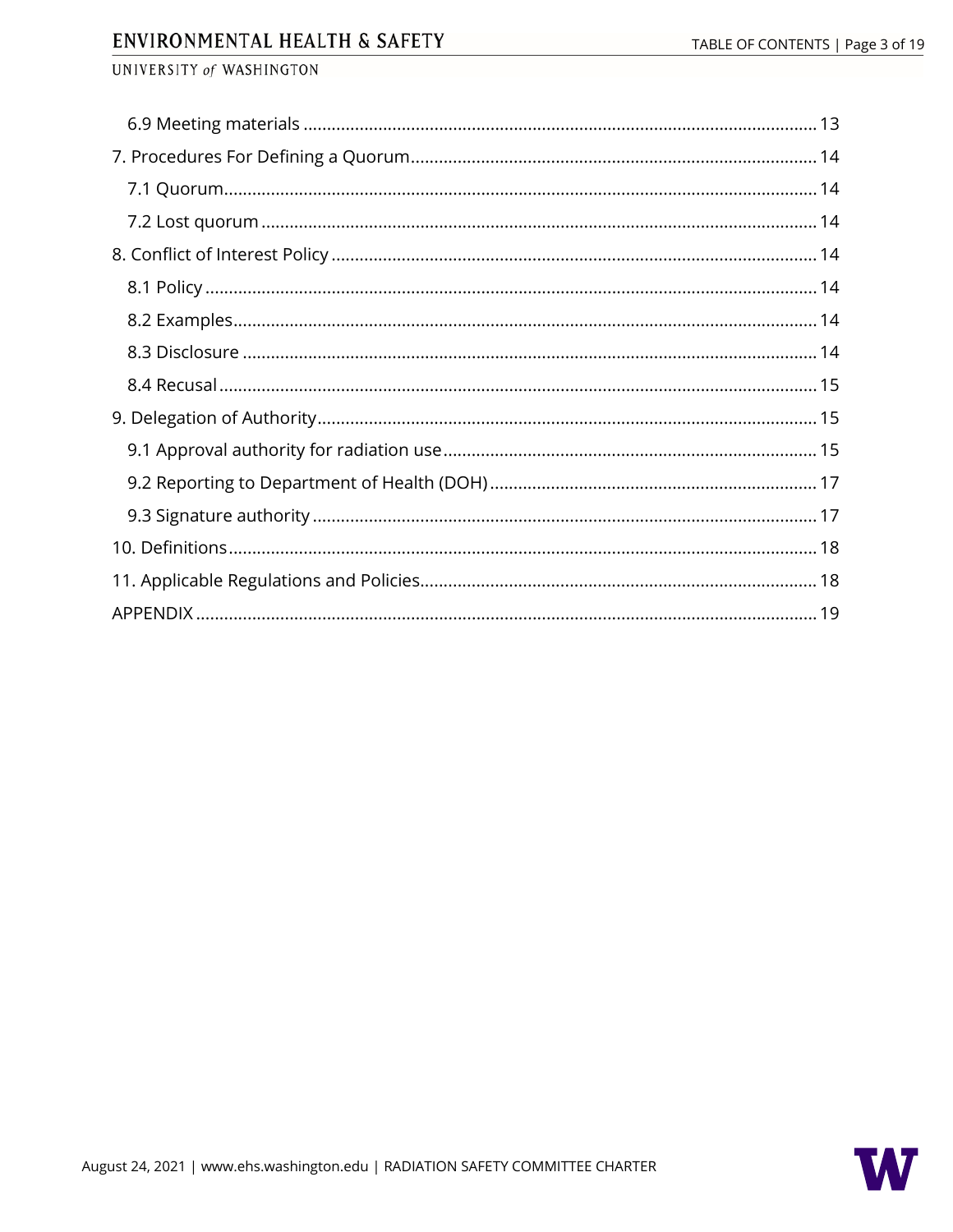- 6.9 Meeting materials ... 13
- 7. Procedures For Defining a Quorum ... 14
  - 7.1 Quorum ... 14
  - 7.2 Lost quorum ... 14
- 8. Conflict of Interest Policy ... 14
  - 8.1 Policy ... 14
  - 8.2 Examples ... 14
  - 8.3 Disclosure ... 14
  - 8.4 Recusal ... 15
- 9. Delegation of Authority ... 15
  - 9.1 Approval authority for radiation use ... 15
  - 9.2 Reporting to Department of Health (DOH) ... 17
  - 9.3 Signature authority ... 17
- 10. Definitions ... 18
- 11. Applicable Regulations and Policies ... 18
- APPENDIX ... 19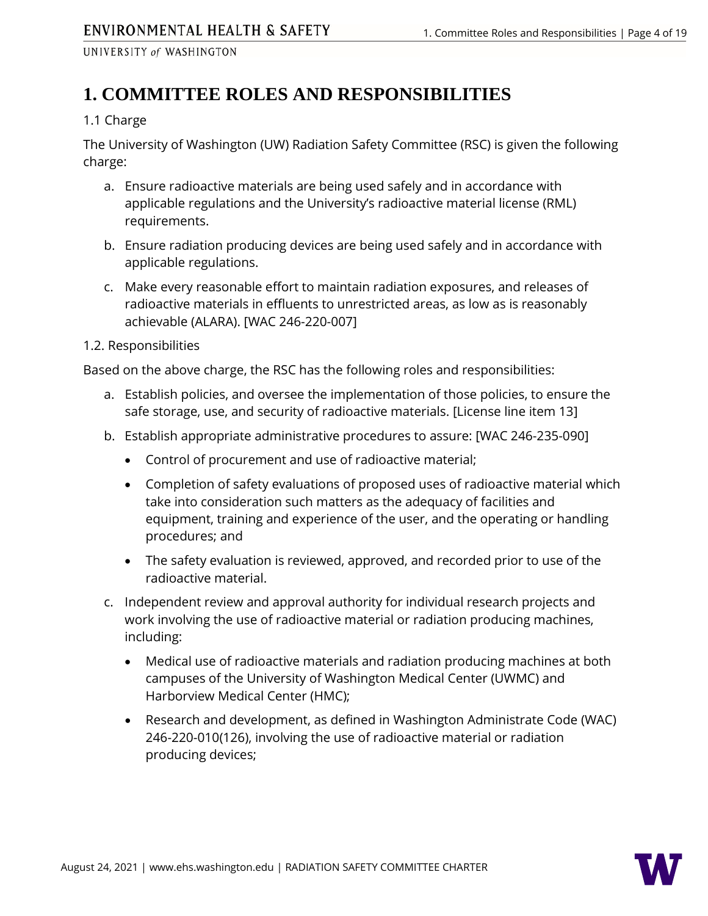# 1. COMMITTEE ROLES AND RESPONSIBILITIES

1.1 Charge

The University of Washington (UW) Radiation Safety Committee (RSC) is given the following charge:

a. Ensure radioactive materials are being used safely and in accordance with applicable regulations and the University's radioactive material license (RML) requirements.

b. Ensure radiation producing devices are being used safely and in accordance with applicable regulations.

c. Make every reasonable effort to maintain radiation exposures, and releases of radioactive materials in effluents to unrestricted areas, as low as is reasonably achievable (ALARA). [WAC 246-220-007]

1.2. Responsibilities

Based on the above charge, the RSC has the following roles and responsibilities:

a. Establish policies, and oversee the implementation of those policies, to ensure the safe storage, use, and security of radioactive materials. [License line item 13]

b. Establish appropriate administrative procedures to assure: [WAC 246-235-090]

   - Control of procurement and use of radioactive material;
   - Completion of safety evaluations of proposed uses of radioactive material which take into consideration such matters as the adequacy of facilities and equipment, training and experience of the user, and the operating or handling procedures; and
   - The safety evaluation is reviewed, approved, and recorded prior to use of the radioactive material.

c. Independent review and approval authority for individual research projects and work involving the use of radioactive material or radiation producing machines, including:

   - Medical use of radioactive materials and radiation producing machines at both campuses of the University of Washington Medical Center (UWMC) and Harborview Medical Center (HMC);
   - Research and development, as defined in Washington Administrate Code (WAC) 246-220-010(126), involving the use of radioactive material or radiation producing devices;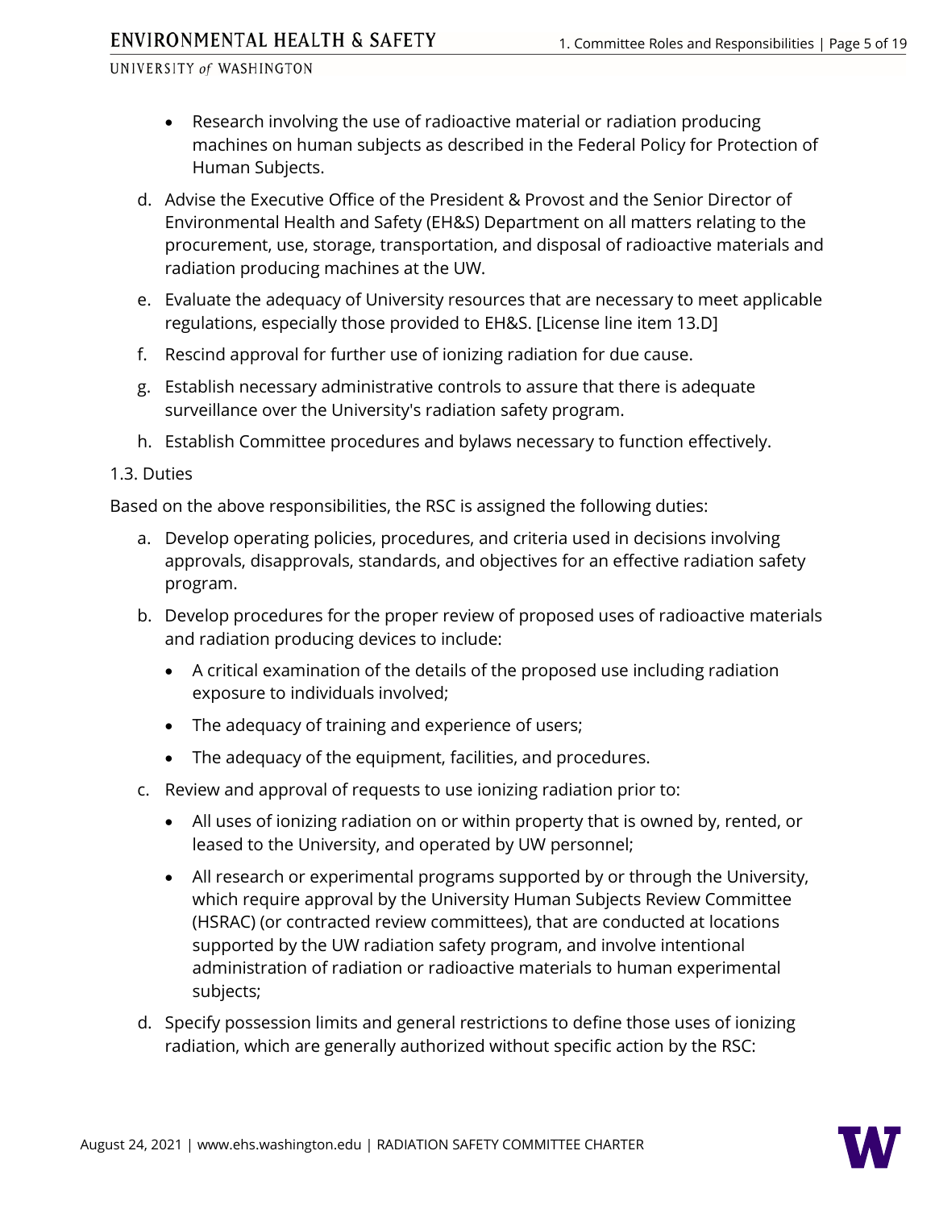- Research involving the use of radioactive material or radiation producing machines on human subjects as described in the Federal Policy for Protection of Human Subjects.

d. Advise the Executive Office of the President & Provost and the Senior Director of Environmental Health and Safety (EH&S) Department on all matters relating to the procurement, use, storage, transportation, and disposal of radioactive materials and radiation producing machines at the UW.

e. Evaluate the adequacy of University resources that are necessary to meet applicable regulations, especially those provided to EH&S. [License line item 13.D]

f. Rescind approval for further use of ionizing radiation for due cause.

g. Establish necessary administrative controls to assure that there is adequate surveillance over the University's radiation safety program.

h. Establish Committee procedures and bylaws necessary to function effectively.

### 1.3. Duties

Based on the above responsibilities, the RSC is assigned the following duties:

a. Develop operating policies, procedures, and criteria used in decisions involving approvals, disapprovals, standards, and objectives for an effective radiation safety program.

b. Develop procedures for the proper review of proposed uses of radioactive materials and radiation producing devices to include:

- A critical examination of the details of the proposed use including radiation exposure to individuals involved;
- The adequacy of training and experience of users;
- The adequacy of the equipment, facilities, and procedures.

c. Review and approval of requests to use ionizing radiation prior to:

- All uses of ionizing radiation on or within property that is owned by, rented, or leased to the University, and operated by UW personnel;
- All research or experimental programs supported by or through the University, which require approval by the University Human Subjects Review Committee (HSRAC) (or contracted review committees), that are conducted at locations supported by the UW radiation safety program, and involve intentional administration of radiation or radioactive materials to human experimental subjects;

d. Specify possession limits and general restrictions to define those uses of ionizing radiation, which are generally authorized without specific action by the RSC: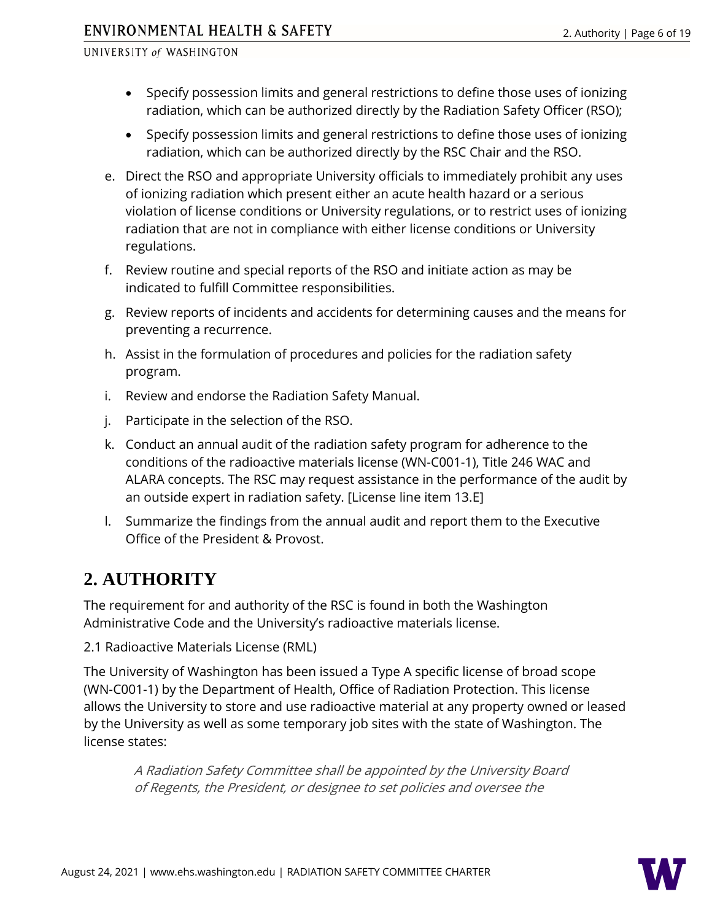- Specify possession limits and general restrictions to define those uses of ionizing radiation, which can be authorized directly by the Radiation Safety Officer (RSO);
- Specify possession limits and general restrictions to define those uses of ionizing radiation, which can be authorized directly by the RSC Chair and the RSO.

e. Direct the RSO and appropriate University officials to immediately prohibit any uses of ionizing radiation which present either an acute health hazard or a serious violation of license conditions or University regulations, or to restrict uses of ionizing radiation that are not in compliance with either license conditions or University regulations.

f. Review routine and special reports of the RSO and initiate action as may be indicated to fulfill Committee responsibilities.

g. Review reports of incidents and accidents for determining causes and the means for preventing a recurrence.

h. Assist in the formulation of procedures and policies for the radiation safety program.

i. Review and endorse the Radiation Safety Manual.

j. Participate in the selection of the RSO.

k. Conduct an annual audit of the radiation safety program for adherence to the conditions of the radioactive materials license (WN-C001-1), Title 246 WAC and ALARA concepts. The RSC may request assistance in the performance of the audit by an outside expert in radiation safety. [License line item 13.E]

l. Summarize the findings from the annual audit and report them to the Executive Office of the President & Provost.

# 2. AUTHORITY

The requirement for and authority of the RSC is found in both the Washington Administrative Code and the University's radioactive materials license.

2.1 Radioactive Materials License (RML)

The University of Washington has been issued a Type A specific license of broad scope (WN-C001-1) by the Department of Health, Office of Radiation Protection. This license allows the University to store and use radioactive material at any property owned or leased by the University as well as some temporary job sites with the state of Washington. The license states:

> *A Radiation Safety Committee shall be appointed by the University Board of Regents, the President, or designee to set policies and oversee the*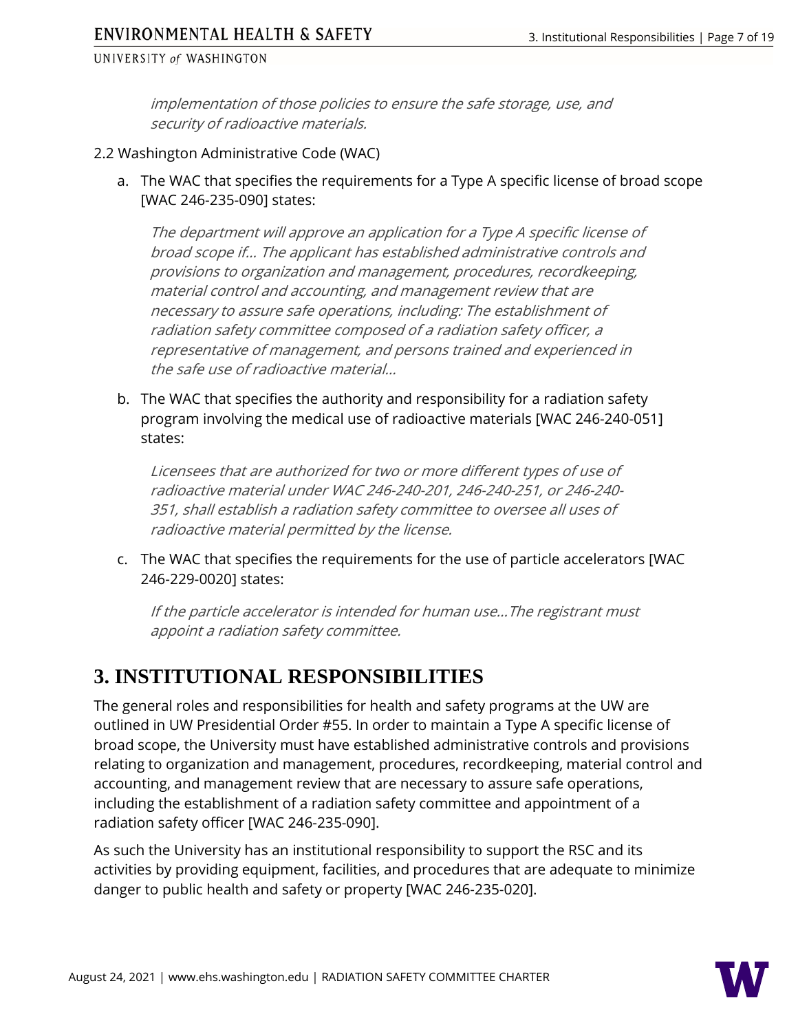*implementation of those policies to ensure the safe storage, use, and security of radioactive materials.*

2.2 Washington Administrative Code (WAC)

a. The WAC that specifies the requirements for a Type A specific license of broad scope [WAC 246-235-090] states:

   *The department will approve an application for a Type A specific license of broad scope if... The applicant has established administrative controls and provisions to organization and management, procedures, recordkeeping, material control and accounting, and management review that are necessary to assure safe operations, including: The establishment of radiation safety committee composed of a radiation safety officer, a representative of management, and persons trained and experienced in the safe use of radioactive material...*

b. The WAC that specifies the authority and responsibility for a radiation safety program involving the medical use of radioactive materials [WAC 246-240-051] states:

   *Licensees that are authorized for two or more different types of use of radioactive material under WAC 246-240-201, 246-240-251, or 246-240-351, shall establish a radiation safety committee to oversee all uses of radioactive material permitted by the license.*

c. The WAC that specifies the requirements for the use of particle accelerators [WAC 246-229-0020] states:

   *If the particle accelerator is intended for human use…The registrant must appoint a radiation safety committee.*

# 3. INSTITUTIONAL RESPONSIBILITIES

The general roles and responsibilities for health and safety programs at the UW are outlined in UW Presidential Order #55. In order to maintain a Type A specific license of broad scope, the University must have established administrative controls and provisions relating to organization and management, procedures, recordkeeping, material control and accounting, and management review that are necessary to assure safe operations, including the establishment of a radiation safety committee and appointment of a radiation safety officer [WAC 246-235-090].

As such the University has an institutional responsibility to support the RSC and its activities by providing equipment, facilities, and procedures that are adequate to minimize danger to public health and safety or property [WAC 246-235-020].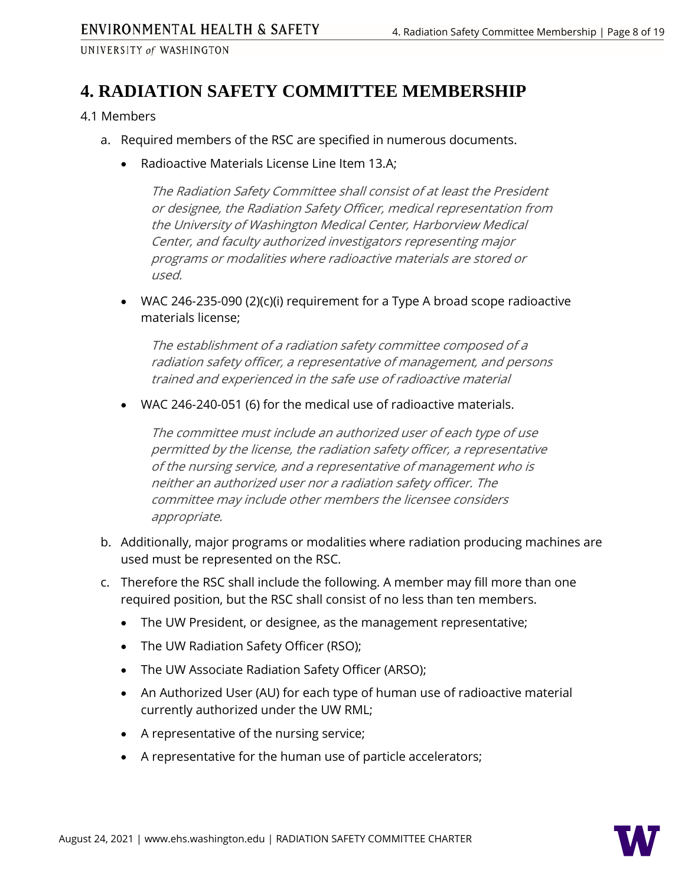# 4. RADIATION SAFETY COMMITTEE MEMBERSHIP

4.1 Members

a. Required members of the RSC are specified in numerous documents.

   - Radioactive Materials License Line Item 13.A;

     *The Radiation Safety Committee shall consist of at least the President or designee, the Radiation Safety Officer, medical representation from the University of Washington Medical Center, Harborview Medical Center, and faculty authorized investigators representing major programs or modalities where radioactive materials are stored or used.*

   - WAC 246-235-090 (2)(c)(i) requirement for a Type A broad scope radioactive materials license;

     *The establishment of a radiation safety committee composed of a radiation safety officer, a representative of management, and persons trained and experienced in the safe use of radioactive material*

   - WAC 246-240-051 (6) for the medical use of radioactive materials.

     *The committee must include an authorized user of each type of use permitted by the license, the radiation safety officer, a representative of the nursing service, and a representative of management who is neither an authorized user nor a radiation safety officer. The committee may include other members the licensee considers appropriate.*

b. Additionally, major programs or modalities where radiation producing machines are used must be represented on the RSC.

c. Therefore the RSC shall include the following. A member may fill more than one required position, but the RSC shall consist of no less than ten members.

   - The UW President, or designee, as the management representative;
   - The UW Radiation Safety Officer (RSO);
   - The UW Associate Radiation Safety Officer (ARSO);
   - An Authorized User (AU) for each type of human use of radioactive material currently authorized under the UW RML;
   - A representative of the nursing service;
   - A representative for the human use of particle accelerators;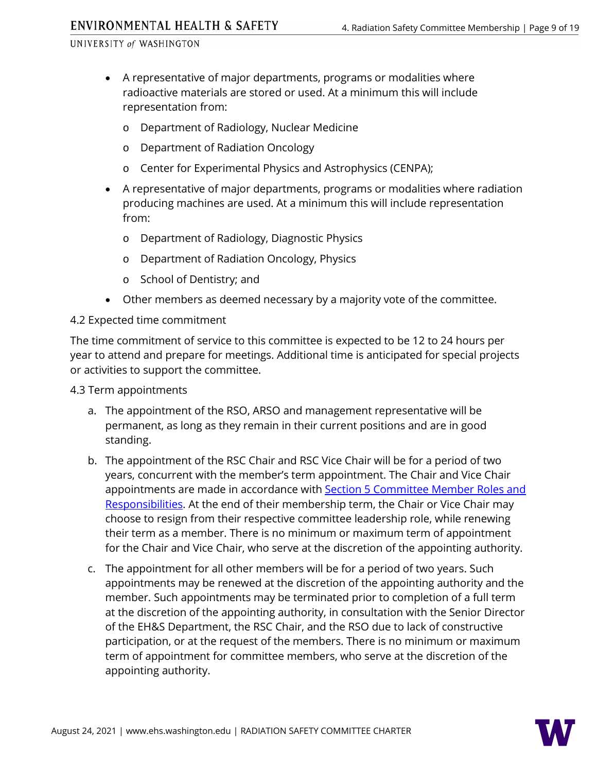- A representative of major departments, programs or modalities where radioactive materials are stored or used. At a minimum this will include representation from:
  - Department of Radiology, Nuclear Medicine
  - Department of Radiation Oncology
  - Center for Experimental Physics and Astrophysics (CENPA);
- A representative of major departments, programs or modalities where radiation producing machines are used. At a minimum this will include representation from:
  - Department of Radiology, Diagnostic Physics
  - Department of Radiation Oncology, Physics
  - School of Dentistry; and
- Other members as deemed necessary by a majority vote of the committee.

### 4.2 Expected time commitment

The time commitment of service to this committee is expected to be 12 to 24 hours per year to attend and prepare for meetings. Additional time is anticipated for special projects or activities to support the committee.

### 4.3 Term appointments

a. The appointment of the RSO, ARSO and management representative will be permanent, as long as they remain in their current positions and are in good standing.

b. The appointment of the RSC Chair and RSC Vice Chair will be for a period of two years, concurrent with the member's term appointment. The Chair and Vice Chair appointments are made in accordance with [Section 5 Committee Member Roles and Responsibilities](). At the end of their membership term, the Chair or Vice Chair may choose to resign from their respective committee leadership role, while renewing their term as a member. There is no minimum or maximum term of appointment for the Chair and Vice Chair, who serve at the discretion of the appointing authority.

c. The appointment for all other members will be for a period of two years. Such appointments may be renewed at the discretion of the appointing authority and the member. Such appointments may be terminated prior to completion of a full term at the discretion of the appointing authority, in consultation with the Senior Director of the EH&S Department, the RSC Chair, and the RSO due to lack of constructive participation, or at the request of the members. There is no minimum or maximum term of appointment for committee members, who serve at the discretion of the appointing authority.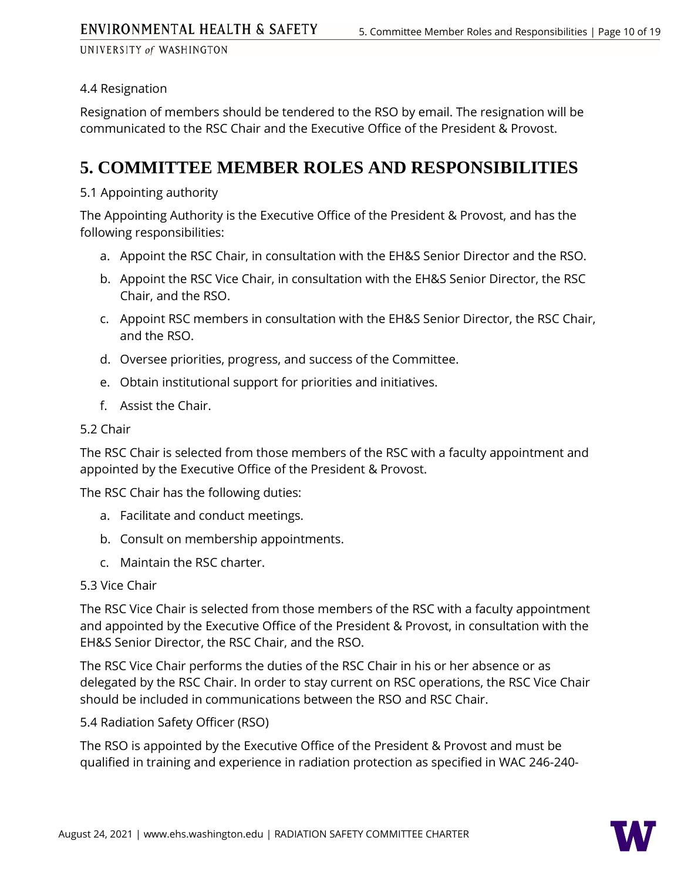### 4.4 Resignation

Resignation of members should be tendered to the RSO by email. The resignation will be communicated to the RSC Chair and the Executive Office of the President & Provost.

## 5. COMMITTEE MEMBER ROLES AND RESPONSIBILITIES

### 5.1 Appointing authority

The Appointing Authority is the Executive Office of the President & Provost, and has the following responsibilities:

a. Appoint the RSC Chair, in consultation with the EH&S Senior Director and the RSO.

b. Appoint the RSC Vice Chair, in consultation with the EH&S Senior Director, the RSC Chair, and the RSO.

c. Appoint RSC members in consultation with the EH&S Senior Director, the RSC Chair, and the RSO.

d. Oversee priorities, progress, and success of the Committee.

e. Obtain institutional support for priorities and initiatives.

f. Assist the Chair.

### 5.2 Chair

The RSC Chair is selected from those members of the RSC with a faculty appointment and appointed by the Executive Office of the President & Provost.

The RSC Chair has the following duties:

a. Facilitate and conduct meetings.

b. Consult on membership appointments.

c. Maintain the RSC charter.

### 5.3 Vice Chair

The RSC Vice Chair is selected from those members of the RSC with a faculty appointment and appointed by the Executive Office of the President & Provost, in consultation with the EH&S Senior Director, the RSC Chair, and the RSO.

The RSC Vice Chair performs the duties of the RSC Chair in his or her absence or as delegated by the RSC Chair. In order to stay current on RSC operations, the RSC Vice Chair should be included in communications between the RSO and RSC Chair.

### 5.4 Radiation Safety Officer (RSO)

The RSO is appointed by the Executive Office of the President & Provost and must be qualified in training and experience in radiation protection as specified in WAC 246-240-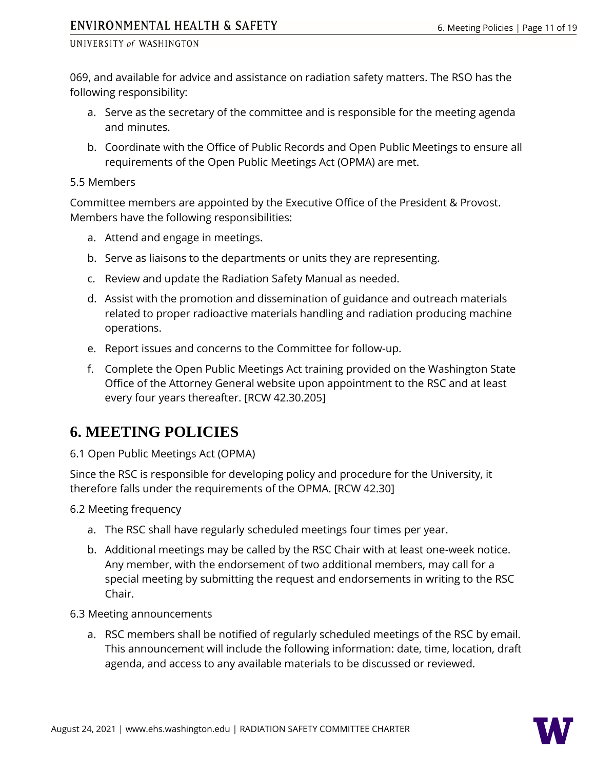069, and available for advice and assistance on radiation safety matters. The RSO has the following responsibility:

a. Serve as the secretary of the committee and is responsible for the meeting agenda and minutes.

b. Coordinate with the Office of Public Records and Open Public Meetings to ensure all requirements of the Open Public Meetings Act (OPMA) are met.

5.5 Members

Committee members are appointed by the Executive Office of the President & Provost. Members have the following responsibilities:

a. Attend and engage in meetings.

b. Serve as liaisons to the departments or units they are representing.

c. Review and update the Radiation Safety Manual as needed.

d. Assist with the promotion and dissemination of guidance and outreach materials related to proper radioactive materials handling and radiation producing machine operations.

e. Report issues and concerns to the Committee for follow-up.

f. Complete the Open Public Meetings Act training provided on the Washington State Office of the Attorney General website upon appointment to the RSC and at least every four years thereafter. [RCW 42.30.205]

# 6. MEETING POLICIES

6.1 Open Public Meetings Act (OPMA)

Since the RSC is responsible for developing policy and procedure for the University, it therefore falls under the requirements of the OPMA. [RCW 42.30]

6.2 Meeting frequency

a. The RSC shall have regularly scheduled meetings four times per year.

b. Additional meetings may be called by the RSC Chair with at least one-week notice. Any member, with the endorsement of two additional members, may call for a special meeting by submitting the request and endorsements in writing to the RSC Chair.

6.3 Meeting announcements

a. RSC members shall be notified of regularly scheduled meetings of the RSC by email. This announcement will include the following information: date, time, location, draft agenda, and access to any available materials to be discussed or reviewed.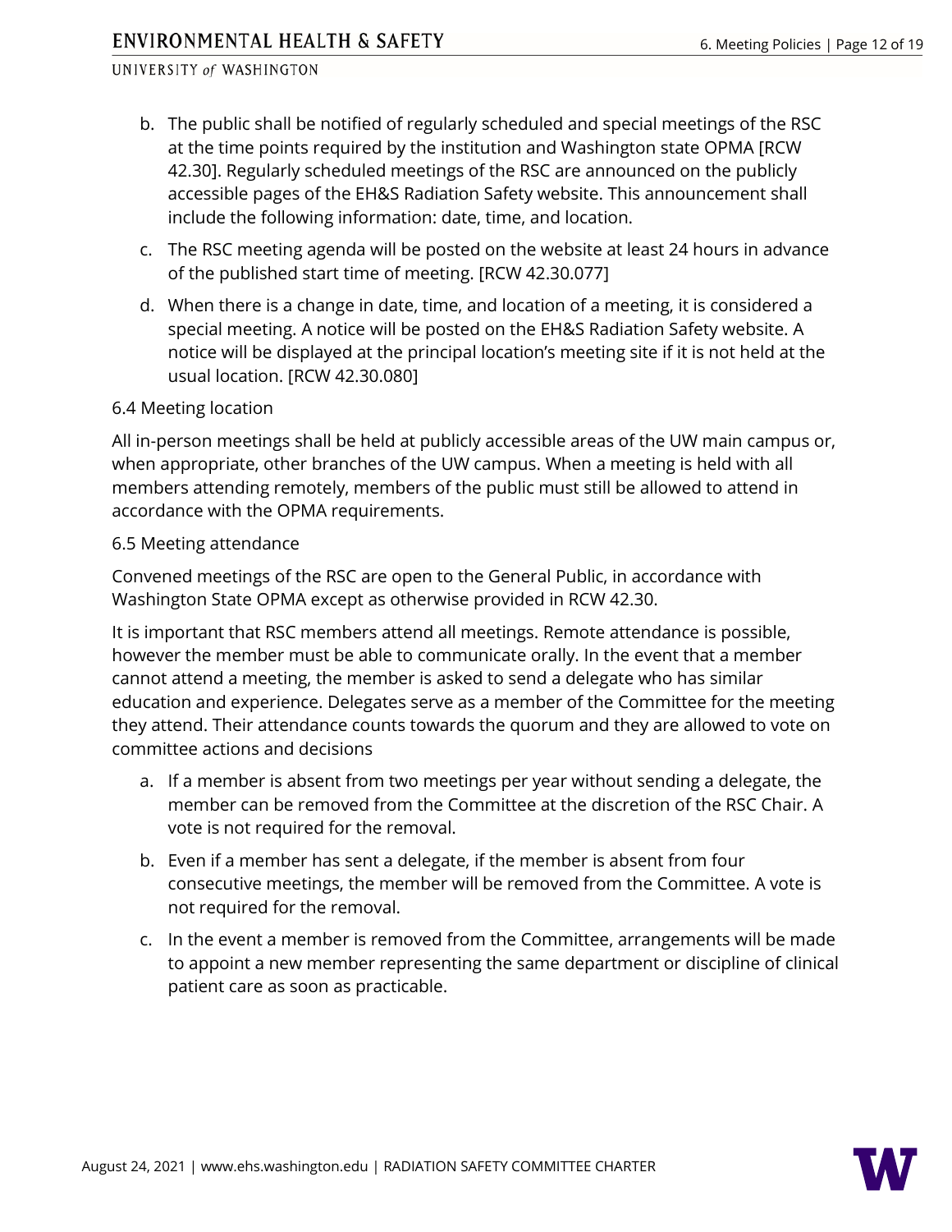b. The public shall be notified of regularly scheduled and special meetings of the RSC at the time points required by the institution and Washington state OPMA [RCW 42.30]. Regularly scheduled meetings of the RSC are announced on the publicly accessible pages of the EH&S Radiation Safety website. This announcement shall include the following information: date, time, and location.

c. The RSC meeting agenda will be posted on the website at least 24 hours in advance of the published start time of meeting. [RCW 42.30.077]

d. When there is a change in date, time, and location of a meeting, it is considered a special meeting. A notice will be posted on the EH&S Radiation Safety website. A notice will be displayed at the principal location's meeting site if it is not held at the usual location. [RCW 42.30.080]

### 6.4 Meeting location

All in-person meetings shall be held at publicly accessible areas of the UW main campus or, when appropriate, other branches of the UW campus. When a meeting is held with all members attending remotely, members of the public must still be allowed to attend in accordance with the OPMA requirements.

### 6.5 Meeting attendance

Convened meetings of the RSC are open to the General Public, in accordance with Washington State OPMA except as otherwise provided in RCW 42.30.

It is important that RSC members attend all meetings. Remote attendance is possible, however the member must be able to communicate orally. In the event that a member cannot attend a meeting, the member is asked to send a delegate who has similar education and experience. Delegates serve as a member of the Committee for the meeting they attend. Their attendance counts towards the quorum and they are allowed to vote on committee actions and decisions

a. If a member is absent from two meetings per year without sending a delegate, the member can be removed from the Committee at the discretion of the RSC Chair. A vote is not required for the removal.

b. Even if a member has sent a delegate, if the member is absent from four consecutive meetings, the member will be removed from the Committee. A vote is not required for the removal.

c. In the event a member is removed from the Committee, arrangements will be made to appoint a new member representing the same department or discipline of clinical patient care as soon as practicable.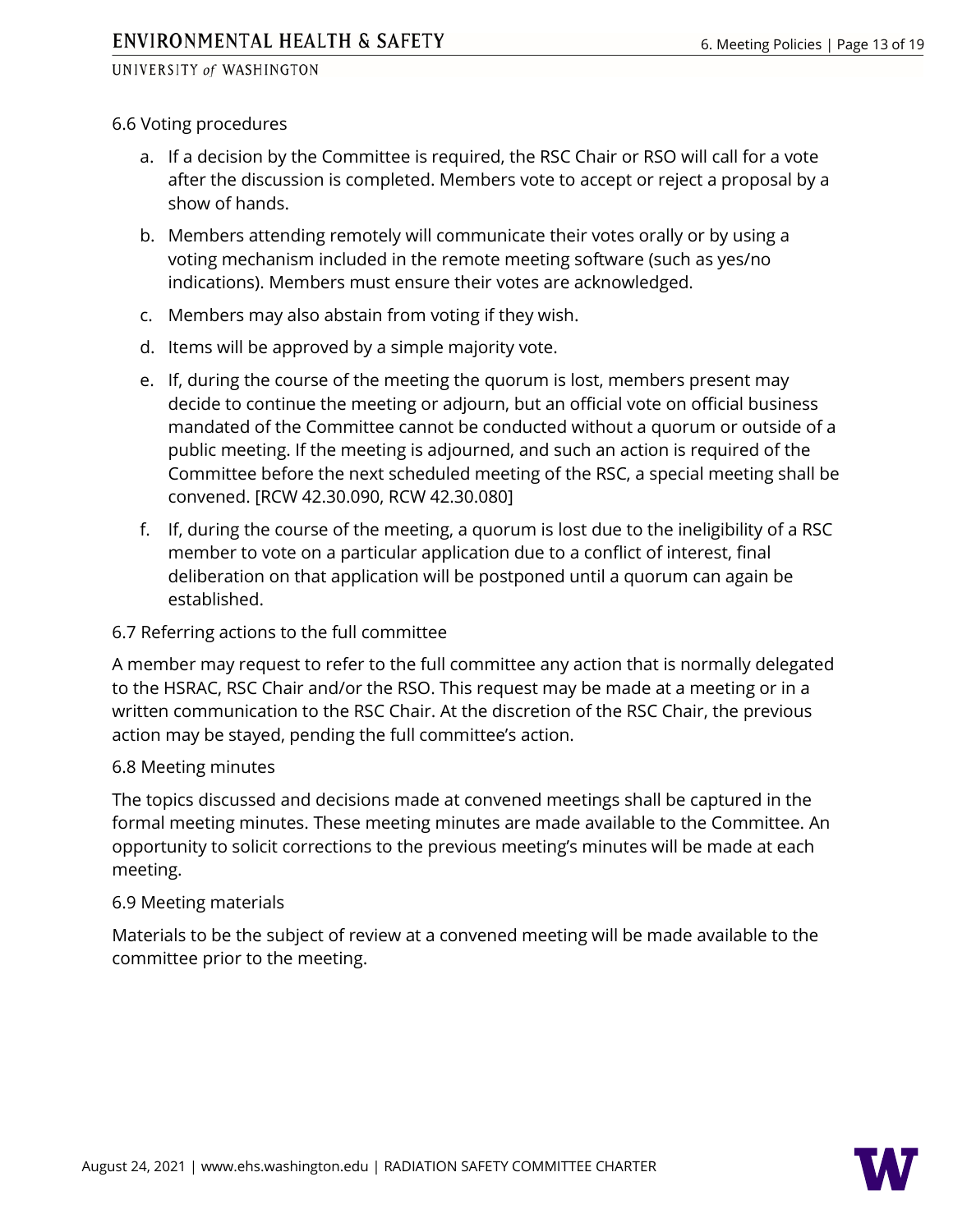### 6.6 Voting procedures

a. If a decision by the Committee is required, the RSC Chair or RSO will call for a vote after the discussion is completed. Members vote to accept or reject a proposal by a show of hands.

b. Members attending remotely will communicate their votes orally or by using a voting mechanism included in the remote meeting software (such as yes/no indications). Members must ensure their votes are acknowledged.

c. Members may also abstain from voting if they wish.

d. Items will be approved by a simple majority vote.

e. If, during the course of the meeting the quorum is lost, members present may decide to continue the meeting or adjourn, but an official vote on official business mandated of the Committee cannot be conducted without a quorum or outside of a public meeting. If the meeting is adjourned, and such an action is required of the Committee before the next scheduled meeting of the RSC, a special meeting shall be convened. [RCW 42.30.090, RCW 42.30.080]

f. If, during the course of the meeting, a quorum is lost due to the ineligibility of a RSC member to vote on a particular application due to a conflict of interest, final deliberation on that application will be postponed until a quorum can again be established.

### 6.7 Referring actions to the full committee

A member may request to refer to the full committee any action that is normally delegated to the HSRAC, RSC Chair and/or the RSO. This request may be made at a meeting or in a written communication to the RSC Chair. At the discretion of the RSC Chair, the previous action may be stayed, pending the full committee's action.

### 6.8 Meeting minutes

The topics discussed and decisions made at convened meetings shall be captured in the formal meeting minutes. These meeting minutes are made available to the Committee. An opportunity to solicit corrections to the previous meeting's minutes will be made at each meeting.

### 6.9 Meeting materials

Materials to be the subject of review at a convened meeting will be made available to the committee prior to the meeting.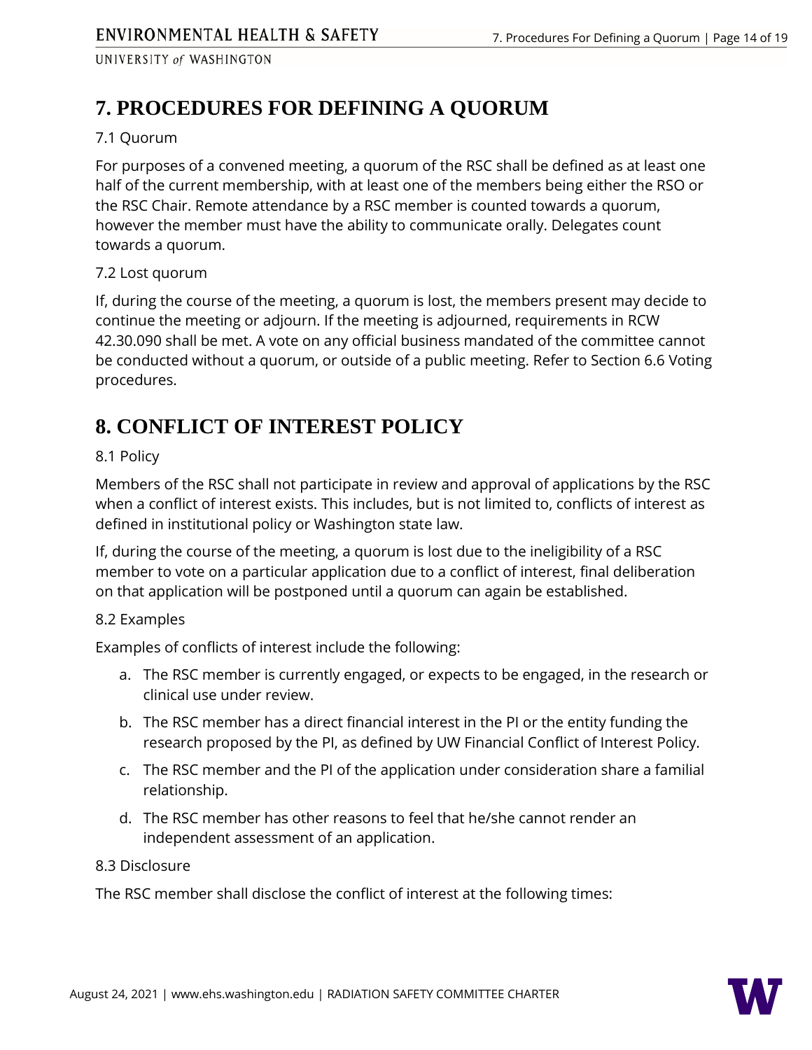# 7. PROCEDURES FOR DEFINING A QUORUM

7.1 Quorum

For purposes of a convened meeting, a quorum of the RSC shall be defined as at least one half of the current membership, with at least one of the members being either the RSO or the RSC Chair. Remote attendance by a RSC member is counted towards a quorum, however the member must have the ability to communicate orally. Delegates count towards a quorum.

7.2 Lost quorum

If, during the course of the meeting, a quorum is lost, the members present may decide to continue the meeting or adjourn. If the meeting is adjourned, requirements in RCW 42.30.090 shall be met. A vote on any official business mandated of the committee cannot be conducted without a quorum, or outside of a public meeting. Refer to Section 6.6 Voting procedures.

# 8. CONFLICT OF INTEREST POLICY

8.1 Policy

Members of the RSC shall not participate in review and approval of applications by the RSC when a conflict of interest exists. This includes, but is not limited to, conflicts of interest as defined in institutional policy or Washington state law.

If, during the course of the meeting, a quorum is lost due to the ineligibility of a RSC member to vote on a particular application due to a conflict of interest, final deliberation on that application will be postponed until a quorum can again be established.

8.2 Examples

Examples of conflicts of interest include the following:

a. The RSC member is currently engaged, or expects to be engaged, in the research or clinical use under review.
b. The RSC member has a direct financial interest in the PI or the entity funding the research proposed by the PI, as defined by UW Financial Conflict of Interest Policy.
c. The RSC member and the PI of the application under consideration share a familial relationship.
d. The RSC member has other reasons to feel that he/she cannot render an independent assessment of an application.

8.3 Disclosure

The RSC member shall disclose the conflict of interest at the following times: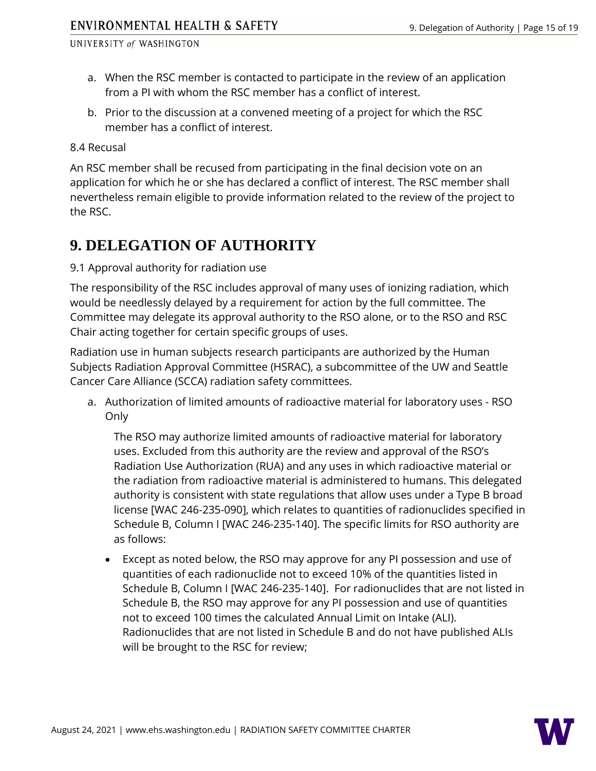a. When the RSC member is contacted to participate in the review of an application from a PI with whom the RSC member has a conflict of interest.

b. Prior to the discussion at a convened meeting of a project for which the RSC member has a conflict of interest.

8.4 Recusal

An RSC member shall be recused from participating in the final decision vote on an application for which he or she has declared a conflict of interest. The RSC member shall nevertheless remain eligible to provide information related to the review of the project to the RSC.

# 9. DELEGATION OF AUTHORITY

9.1 Approval authority for radiation use

The responsibility of the RSC includes approval of many uses of ionizing radiation, which would be needlessly delayed by a requirement for action by the full committee. The Committee may delegate its approval authority to the RSO alone, or to the RSO and RSC Chair acting together for certain specific groups of uses.

Radiation use in human subjects research participants are authorized by the Human Subjects Radiation Approval Committee (HSRAC), a subcommittee of the UW and Seattle Cancer Care Alliance (SCCA) radiation safety committees.

a. Authorization of limited amounts of radioactive material for laboratory uses - RSO Only

   The RSO may authorize limited amounts of radioactive material for laboratory uses. Excluded from this authority are the review and approval of the RSO's Radiation Use Authorization (RUA) and any uses in which radioactive material or the radiation from radioactive material is administered to humans. This delegated authority is consistent with state regulations that allow uses under a Type B broad license [WAC 246-235-090], which relates to quantities of radionuclides specified in Schedule B, Column I [WAC 246-235-140]. The specific limits for RSO authority are as follows:

   - Except as noted below, the RSO may approve for any PI possession and use of quantities of each radionuclide not to exceed 10% of the quantities listed in Schedule B, Column I [WAC 246-235-140]. For radionuclides that are not listed in Schedule B, the RSO may approve for any PI possession and use of quantities not to exceed 100 times the calculated Annual Limit on Intake (ALI). Radionuclides that are not listed in Schedule B and do not have published ALIs will be brought to the RSC for review;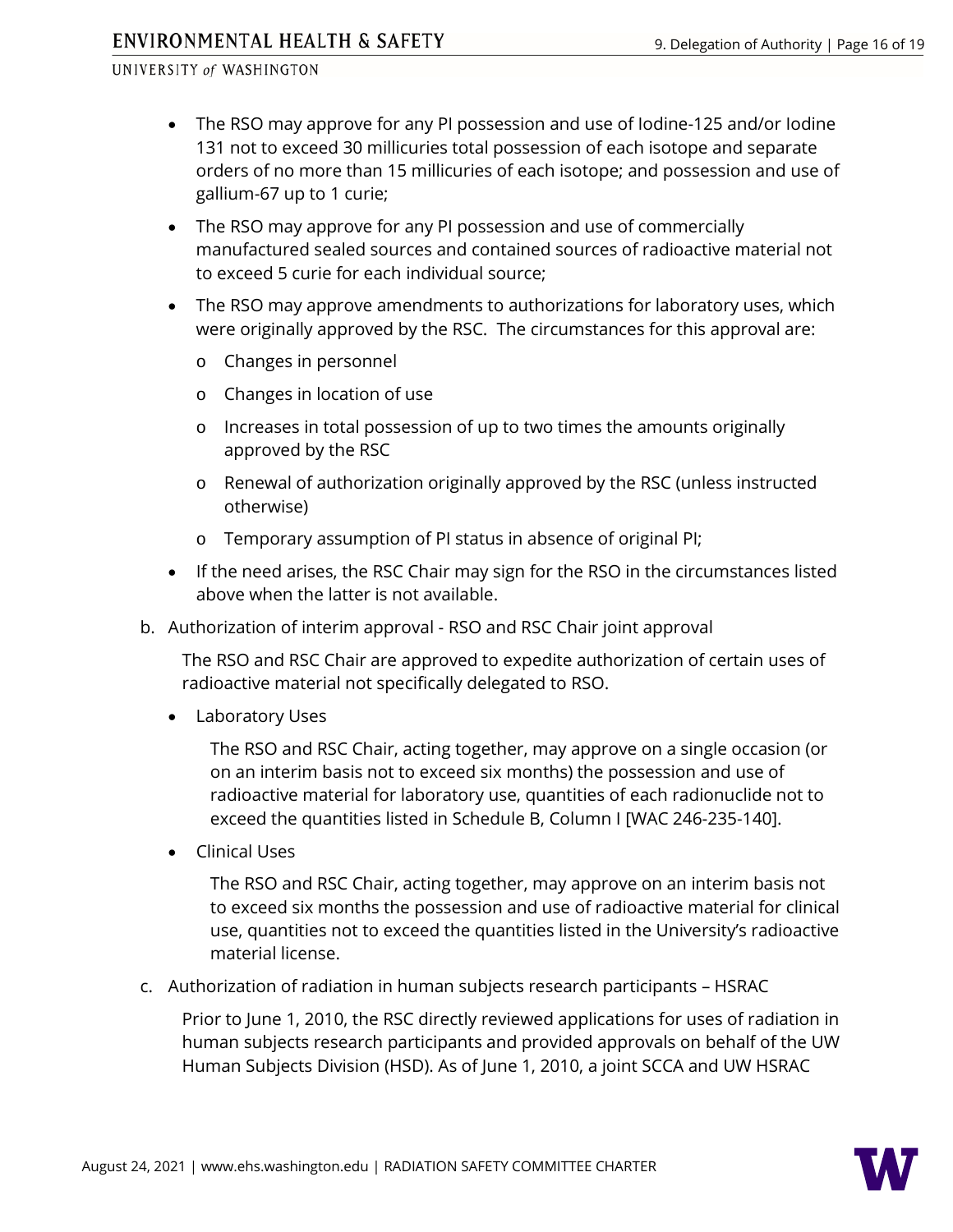- The RSO may approve for any PI possession and use of Iodine-125 and/or Iodine 131 not to exceed 30 millicuries total possession of each isotope and separate orders of no more than 15 millicuries of each isotope; and possession and use of gallium-67 up to 1 curie;
- The RSO may approve for any PI possession and use of commercially manufactured sealed sources and contained sources of radioactive material not to exceed 5 curie for each individual source;
- The RSO may approve amendments to authorizations for laboratory uses, which were originally approved by the RSC. The circumstances for this approval are:
  - Changes in personnel
  - Changes in location of use
  - Increases in total possession of up to two times the amounts originally approved by the RSC
  - Renewal of authorization originally approved by the RSC (unless instructed otherwise)
  - Temporary assumption of PI status in absence of original PI;
- If the need arises, the RSC Chair may sign for the RSO in the circumstances listed above when the latter is not available.

b. Authorization of interim approval - RSO and RSC Chair joint approval

The RSO and RSC Chair are approved to expedite authorization of certain uses of radioactive material not specifically delegated to RSO.

- Laboratory Uses

  The RSO and RSC Chair, acting together, may approve on a single occasion (or on an interim basis not to exceed six months) the possession and use of radioactive material for laboratory use, quantities of each radionuclide not to exceed the quantities listed in Schedule B, Column I [WAC 246-235-140].

- Clinical Uses

  The RSO and RSC Chair, acting together, may approve on an interim basis not to exceed six months the possession and use of radioactive material for clinical use, quantities not to exceed the quantities listed in the University's radioactive material license.

c. Authorization of radiation in human subjects research participants – HSRAC

Prior to June 1, 2010, the RSC directly reviewed applications for uses of radiation in human subjects research participants and provided approvals on behalf of the UW Human Subjects Division (HSD). As of June 1, 2010, a joint SCCA and UW HSRAC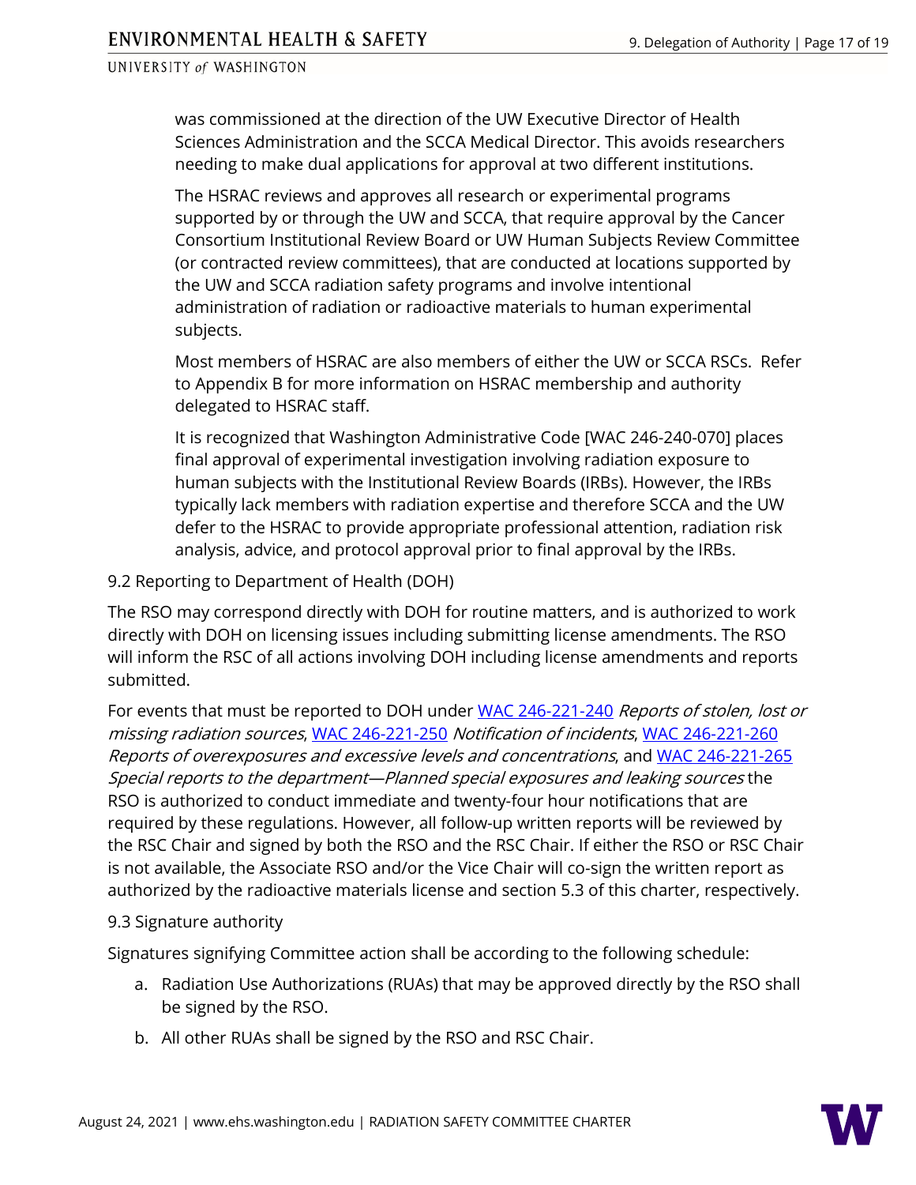was commissioned at the direction of the UW Executive Director of Health Sciences Administration and the SCCA Medical Director. This avoids researchers needing to make dual applications for approval at two different institutions.

The HSRAC reviews and approves all research or experimental programs supported by or through the UW and SCCA, that require approval by the Cancer Consortium Institutional Review Board or UW Human Subjects Review Committee (or contracted review committees), that are conducted at locations supported by the UW and SCCA radiation safety programs and involve intentional administration of radiation or radioactive materials to human experimental subjects.

Most members of HSRAC are also members of either the UW or SCCA RSCs. Refer to Appendix B for more information on HSRAC membership and authority delegated to HSRAC staff.

It is recognized that Washington Administrative Code [WAC 246-240-070] places final approval of experimental investigation involving radiation exposure to human subjects with the Institutional Review Boards (IRBs). However, the IRBs typically lack members with radiation expertise and therefore SCCA and the UW defer to the HSRAC to provide appropriate professional attention, radiation risk analysis, advice, and protocol approval prior to final approval by the IRBs.

### 9.2 Reporting to Department of Health (DOH)

The RSO may correspond directly with DOH for routine matters, and is authorized to work directly with DOH on licensing issues including submitting license amendments. The RSO will inform the RSC of all actions involving DOH including license amendments and reports submitted.

For events that must be reported to DOH under WAC 246-221-240 *Reports of stolen, lost or missing radiation sources*, WAC 246-221-250 *Notification of incidents*, WAC 246-221-260 *Reports of overexposures and excessive levels and concentrations*, and WAC 246-221-265 *Special reports to the department—Planned special exposures and leaking sources* the RSO is authorized to conduct immediate and twenty-four hour notifications that are required by these regulations. However, all follow-up written reports will be reviewed by the RSC Chair and signed by both the RSO and the RSC Chair. If either the RSO or RSC Chair is not available, the Associate RSO and/or the Vice Chair will co-sign the written report as authorized by the radioactive materials license and section 5.3 of this charter, respectively.

### 9.3 Signature authority

Signatures signifying Committee action shall be according to the following schedule:

a. Radiation Use Authorizations (RUAs) that may be approved directly by the RSO shall be signed by the RSO.

b. All other RUAs shall be signed by the RSO and RSC Chair.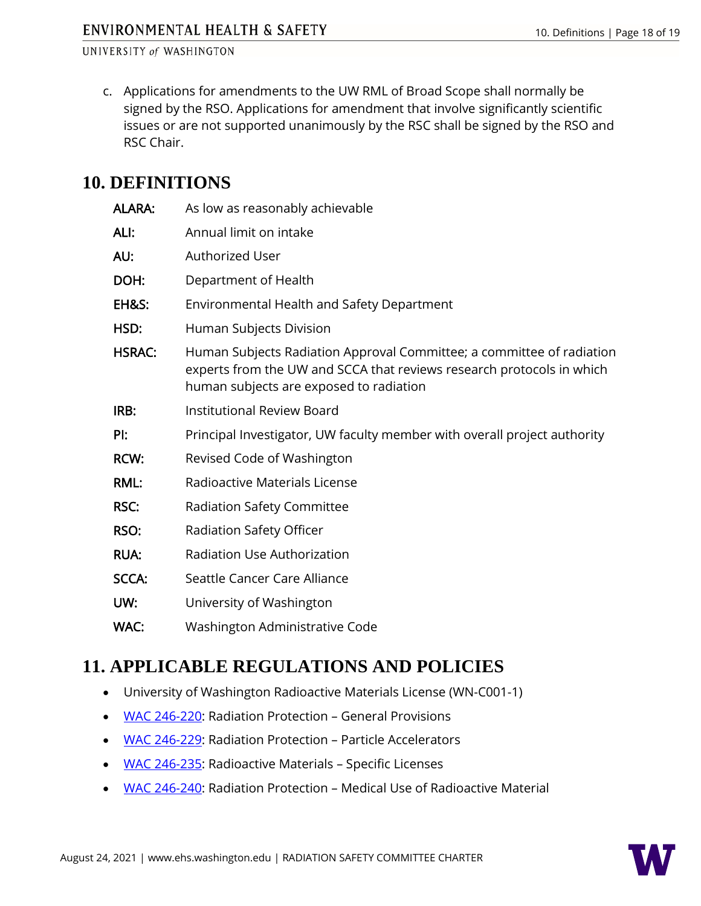c. Applications for amendments to the UW RML of Broad Scope shall normally be signed by the RSO. Applications for amendment that involve significantly scientific issues or are not supported unanimously by the RSC shall be signed by the RSO and RSC Chair.

# 10. DEFINITIONS

| | |
|---|---|
| **ALARA:** | As low as reasonably achievable |
| **ALI:** | Annual limit on intake |
| **AU:** | Authorized User |
| **DOH:** | Department of Health |
| **EH&S:** | Environmental Health and Safety Department |
| **HSD:** | Human Subjects Division |
| **HSRAC:** | Human Subjects Radiation Approval Committee; a committee of radiation experts from the UW and SCCA that reviews research protocols in which human subjects are exposed to radiation |
| **IRB:** | Institutional Review Board |
| **PI:** | Principal Investigator, UW faculty member with overall project authority |
| **RCW:** | Revised Code of Washington |
| **RML:** | Radioactive Materials License |
| **RSC:** | Radiation Safety Committee |
| **RSO:** | Radiation Safety Officer |
| **RUA:** | Radiation Use Authorization |
| **SCCA:** | Seattle Cancer Care Alliance |
| **UW:** | University of Washington |
| **WAC:** | Washington Administrative Code |

# 11. APPLICABLE REGULATIONS AND POLICIES

- University of Washington Radioactive Materials License (WN-C001-1)
- WAC 246-220: Radiation Protection – General Provisions
- WAC 246-229: Radiation Protection – Particle Accelerators
- WAC 246-235: Radioactive Materials – Specific Licenses
- WAC 246-240: Radiation Protection – Medical Use of Radioactive Material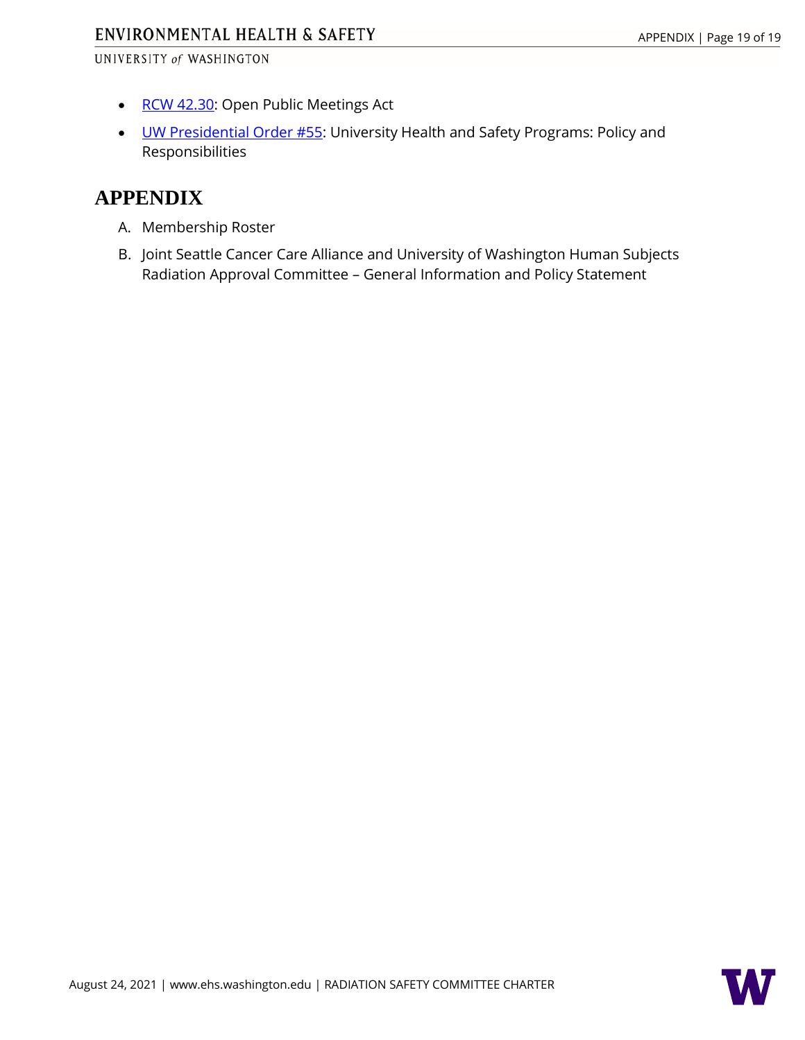- [RCW 42.30](#): Open Public Meetings Act
- [UW Presidential Order #55](#): University Health and Safety Programs: Policy and Responsibilities

# APPENDIX

A. Membership Roster

B. Joint Seattle Cancer Care Alliance and University of Washington Human Subjects Radiation Approval Committee – General Information and Policy Statement